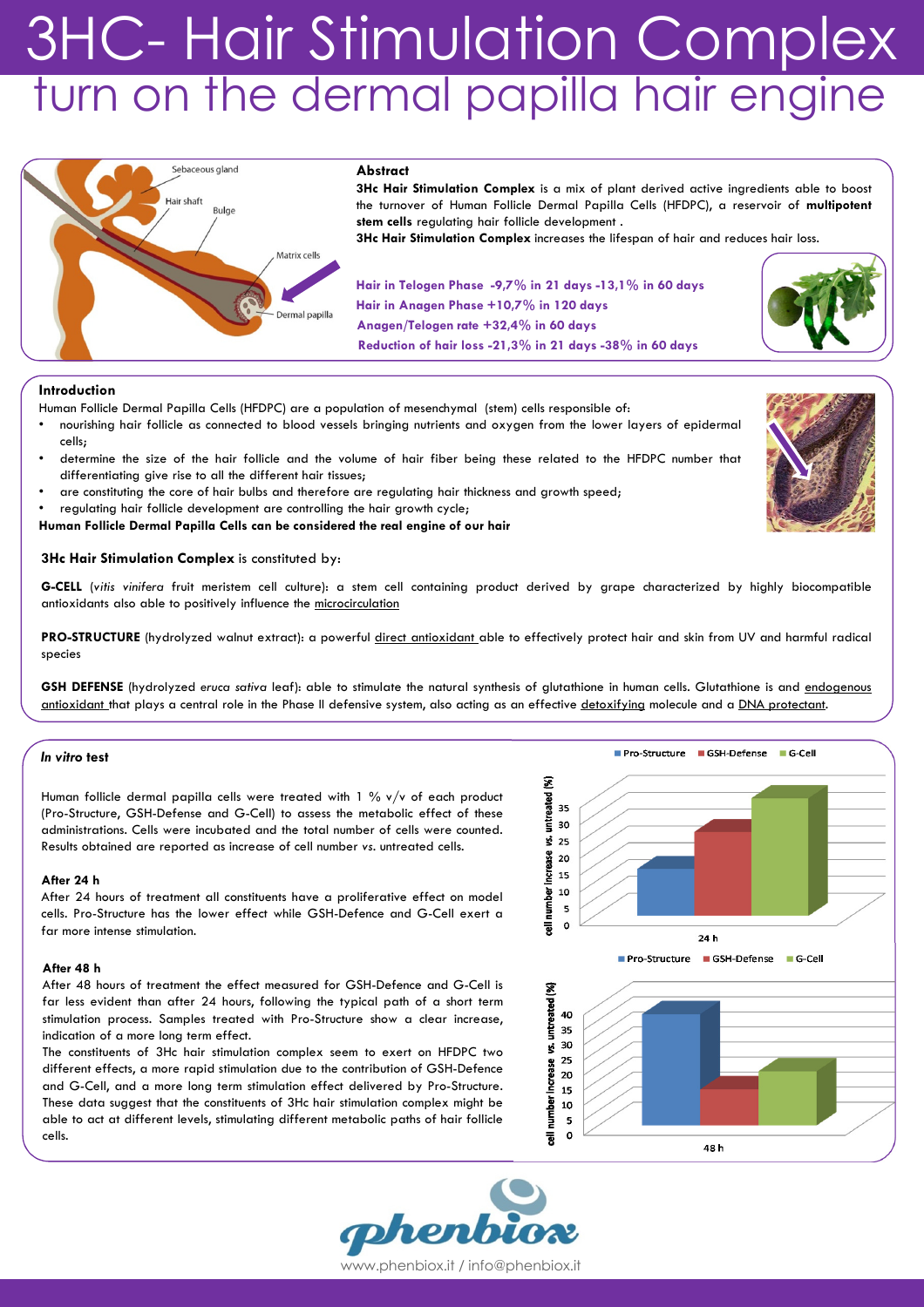# 3HC- Hair Stimulation Complex

## turn on the dermal papilla hair engine

### Abstract

**3Hc Hair Stimulation Complex** is a mix of plant derived active ingredients able to boost the turnover of Human Follicle Dermal Papilla Cells (HFDPC), a reservoir of **multipotent stem cells** regulating hair follicle development .

**3Hc Hair Stimulation Complex** increases the lifespan of hair and reduces hair loss.

**Hair in Telogen Phase -9,7% in 21 days -13,1% in 60 days**
**Hair in Anagen Phase +10,7% in 120 days**
**Anagen/Telogen rate +32,4% in 60 days**
**Reduction of hair loss -21,3% in 21 days -38% in 60 days**

### Introduction

Human Follicle Dermal Papilla Cells (HFDPC) are a population of mesenchymal (stem) cells responsible of:

- nourishing hair follicle as connected to blood vessels bringing nutrients and oxygen from the lower layers of epidermal cells;
- determine the size of the hair follicle and the volume of hair fiber being these related to the HFDPC number that differentiating give rise to all the different hair tissues;
- are constituting the core of hair bulbs and therefore are regulating hair thickness and growth speed;
- regulating hair follicle development are controlling the hair growth cycle;

**Human Follicle Dermal Papilla Cells can be considered the real engine of our hair**

**3Hc Hair Stimulation Complex** is constituted by:

**G-CELL** (*vitis vinifera* fruit meristem cell culture): a stem cell containing product derived by grape characterized by highly biocompatible antioxidants also able to positively influence the microcirculation

**PRO-STRUCTURE** (hydrolyzed walnut extract): a powerful direct antioxidant able to effectively protect hair and skin from UV and harmful radical species

**GSH DEFENSE** (hydrolyzed *eruca sativa* leaf): able to stimulate the natural synthesis of glutathione in human cells. Glutathione is and endogenous antioxidant that plays a central role in the Phase II defensive system, also acting as an effective detoxifying molecule and a DNA protectant.

### *In vitro* test

Human follicle dermal papilla cells were treated with 1 % v/v of each product (Pro-Structure, GSH-Defense and G-Cell) to assess the metabolic effect of these administrations. Cells were incubated and the total number of cells were counted. Results obtained are reported as increase of cell number *vs.* untreated cells.

**After 24 h**

After 24 hours of treatment all constituents have a proliferative effect on model cells. Pro-Structure has the lower effect while GSH-Defence and G-Cell exert a far more intense stimulation.

**After 48 h**

After 48 hours of treatment the effect measured for GSH-Defence and G-Cell is far less evident than after 24 hours, following the typical path of a short term stimulation process. Samples treated with Pro-Structure show a clear increase, indication of a more long term effect.

The constituents of 3Hc hair stimulation complex seem to exert on HFDPC two different effects, a more rapid stimulation due to the contribution of GSH-Defence and G-Cell, and a more long term stimulation effect delivered by Pro-Structure. These data suggest that the constituents of 3Hc hair stimulation complex might be able to act at different levels, stimulating different metabolic paths of hair follicle cells.

www.phenbiox.it / info@phenbiox.it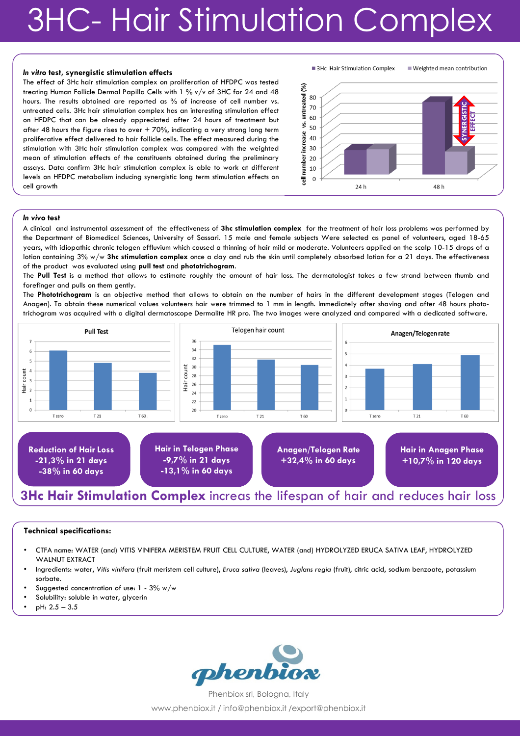# 3HC- Hair Stimulation Complex

### *In vitro* test, synergistic stimulation effects

The effect of 3Hc hair stimulation complex on proliferation of HFDPC was tested treating Human Follicle Dermal Papilla Cells with 1 % v/v of 3HC for 24 and 48 hours. The results obtained are reported as % of increase of cell number vs. untreated cells. 3Hc hair stimulation complex has an interesting stimulation effect on HFDPC that can be already appreciated after 24 hours of treatment but after 48 hours the figure rises to over + 70%, indicating a very strong long term proliferative effect delivered to hair follicle cells. The effect measured during the stimulation with 3Hc hair stimulation complex was compared with the weighted mean of stimulation effects of the constituents obtained during the preliminary assays. Data confirm 3Hc hair stimulation complex is able to work at different levels on HFDPC metabolism inducing synergistic long term stimulation effects on cell growth

3Hc Hair Stimulation Complex
Weighted mean contribution
cell number increase vs. untreated (%)
0
10
20
30
40
50
60
70
80
SYNERGISTIC EFFECT
24 h
48 h

### *In vivo* test

A clinical and instrumental assessment of the effectiveness of **3hc stimulation complex** for the treatment of hair loss problems was performed by the Department of Biomedical Sciences, University of Sassari. 15 male and female subjects Were selected as panel of volunteers, aged 18-65 years, with idiopathic chronic telogen effluvium which caused a thinning of hair mild or moderate. Volunteers applied on the scalp 10-15 drops of a lotion containing 3% w/w **3hc stimulation complex** once a day and rub the skin until completely absorbed lotion for a 21 days. The effectiveness of the product was evaluated using **pull test** and **phototrichogram**.

The **Pull Test** is a method that allows to estimate roughly the amount of hair loss. The dermatologist takes a few strand between thumb and forefinger and pulls on them gently.

The **Phototrichogram** is an objective method that allows to obtain on the number of hairs in the different development stages (Telogen and Anagen). To obtain these numerical values volunteers hair were trimmed to 1 mm in length. Immediately after shaving and after 48 hours photo-trichogram was acquired with a digital dermatoscope Dermalite HR pro. The two images were analyzed and compared with a dedicated software.

Pull Test
Hair count
0
1
2
3
4
5
6
7
T zero
T 21
T 60

Telogen hair count
Hair count
20
22
24
26
28
30
32
34
36
T zero
T 21
T 60

Anagen/Telogen rate
0
1
2
3
4
5
6
T zero
T 21
T 60

**Reduction of Hair Loss**
**-21,3% in 21 days**
**-38% in 60 days**

**Hair in Telogen Phase**
**-9,7% in 21 days**
**-13,1% in 60 days**

**Anagen/Telogen Rate**
**+32,4% in 60 days**

**Hair in Anagen Phase**
**+10,7% in 120 days**

**3Hc Hair Stimulation Complex** increas the lifespan of hair and reduces hair loss

### Technical specifications:

- CTFA name: WATER (and) VITIS VINIFERA MERISTEM FRUIT CELL CULTURE, WATER (and) HYDROLYZED ERUCA SATIVA LEAF, HYDROLYZED WALNUT EXTRACT
- Ingredients: water, *Vitis vinifera* (fruit meristem cell culture), *Eruca sativa* (leaves), *Juglans regia* (fruit), citric acid, sodium benzoate, potassium sorbate.
- Suggested concentration of use: 1 - 3% w/w
- Solubility: soluble in water, glycerin
- pH: 2.5 – 3.5

phenbiox

Phenbiox srl, Bologna, Italy

www.phenbiox.it / info@phenbiox.it /export@phenbiox.it